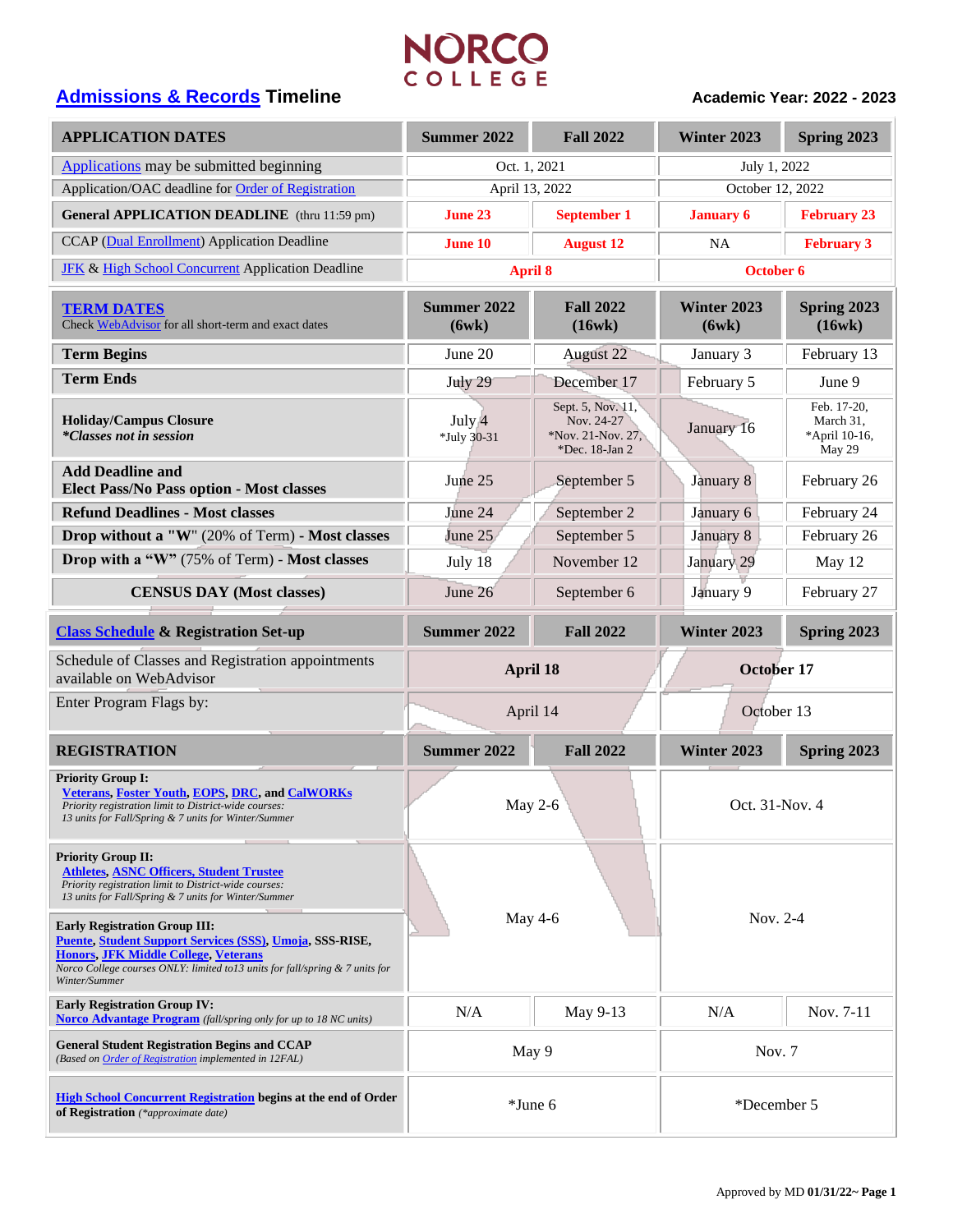# NORCO COLLEGE

## Admissions & Records Timeline

**Academic Year: 2022 - 2023**

| APPLICATION DATES | Summer 2022 | Fall 2022 | Winter 2023 | Spring 2023 |
|---|---|---|---|---|
| Applications may be submitted beginning | Oct. 1, 2021 | | July 1, 2022 | |
| Application/OAC deadline for Order of Registration | April 13, 2022 | | October 12, 2022 | |
| **General APPLICATION DEADLINE** (thru 11:59 pm) | **June 23** | **September 1** | **January 6** | **February 23** |
| CCAP (Dual Enrollment) Application Deadline | **June 10** | **August 12** | NA | **February 3** |
| JFK & High School Concurrent Application Deadline | **April 8** | | **October 6** | |

| **TERM DATES** Check WebAdvisor for all short-term and exact dates | Summer 2022 (6wk) | Fall 2022 (16wk) | Winter 2023 (6wk) | Spring 2023 (16wk) |
|---|---|---|---|---|
| **Term Begins** | June 20 | August 22 | January 3 | February 13 |
| **Term Ends** | July 29 | December 17 | February 5 | June 9 |
| **Holiday/Campus Closure** ***\*Classes not in session*** | July 4 *July 30-31 | Sept. 5, Nov. 11, Nov. 24-27 *Nov. 21-Nov. 27, *Dec. 18-Jan 2 | January 16 | Feb. 17-20, March 31, *April 10-16, May 29 |
| **Add Deadline and Elect Pass/No Pass option - Most classes** | June 25 | September 5 | January 8 | February 26 |
| **Refund Deadlines - Most classes** | June 24 | September 2 | January 6 | February 24 |
| **Drop without a "W"** (20% of Term) - **Most classes** | June 25 | September 5 | January 8 | February 26 |
| **Drop with a "W"** (75% of Term) - **Most classes** | July 18 | November 12 | January 29 | May 12 |
| **CENSUS DAY (Most classes)** | June 26 | September 6 | January 9 | February 27 |

| **Class Schedule & Registration Set-up** | Summer 2022 | Fall 2022 | Winter 2023 | Spring 2023 |
|---|---|---|---|---|
| Schedule of Classes and Registration appointments available on WebAdvisor | **April 18** | | **October 17** | |
| Enter Program Flags by: | April 14 | | October 13 | |

| REGISTRATION | Summer 2022 | Fall 2022 | Winter 2023 | Spring 2023 |
|---|---|---|---|---|
| **Priority Group I:** **Veterans, Foster Youth, EOPS, DRC, and CalWORKs** *Priority registration limit to District-wide courses: 13 units for Fall/Spring & 7 units for Winter/Summer* | May 2-6 | | Oct. 31-Nov. 4 | |
| **Priority Group II:** **Athletes, ASNC Officers, Student Trustee** *Priority registration limit to District-wide courses: 13 units for Fall/Spring & 7 units for Winter/Summer* **Early Registration Group III:** **Puente, Student Support Services (SSS), Umoja, SSS-RISE, Honors, JFK Middle College, Veterans** *Norco College courses ONLY: limited to13 units for fall/spring & 7 units for Winter/Summer* | May 4-6 | | Nov. 2-4 | |
| **Early Registration Group IV:** **Norco Advantage Program** *(fall/spring only for up to 18 NC units)* | N/A | May 9-13 | N/A | Nov. 7-11 |
| **General Student Registration Begins and CCAP** *(Based on Order of Registration implemented in 12FAL)* | May 9 | | Nov. 7 | |
| **High School Concurrent Registration begins at the end of Order of Registration** *(\*approximate date)* | *June 6 | | *December 5 | |

Approved by MD **01/31/22~**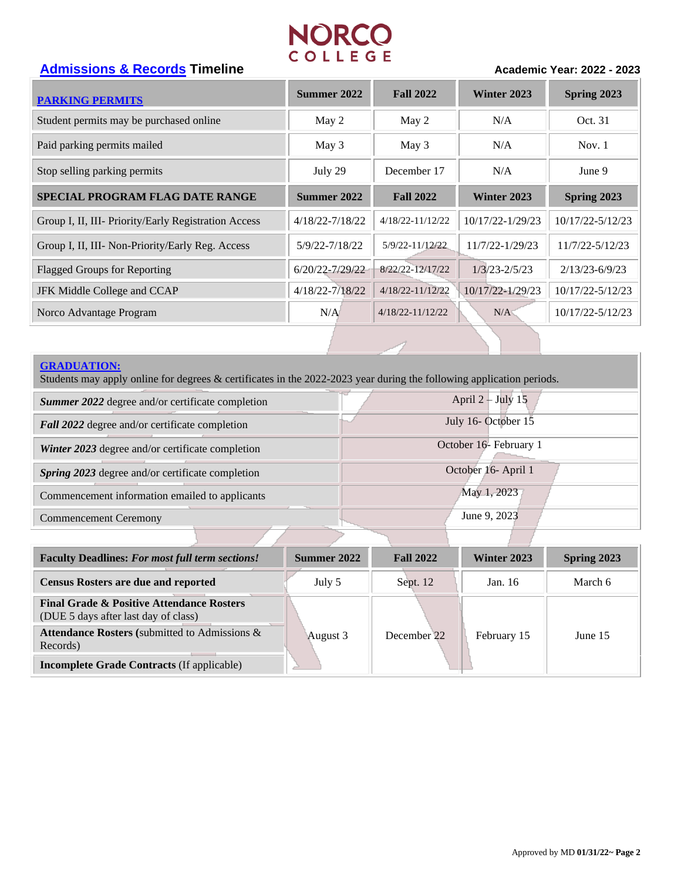# Admissions & Records Timeline

**Academic Year: 2022 - 2023**

| PARKING PERMITS | Summer 2022 | Fall 2022 | Winter 2023 | Spring 2023 |
|---|---|---|---|---|
| Student permits may be purchased online | May 2 | May 2 | N/A | Oct. 31 |
| Paid parking permits mailed | May 3 | May 3 | N/A | Nov. 1 |
| Stop selling parking permits | July 29 | December 17 | N/A | June 9 |
| **SPECIAL PROGRAM FLAG DATE RANGE** | **Summer 2022** | **Fall 2022** | **Winter 2023** | **Spring 2023** |
| Group I, II, III- Priority/Early Registration Access | 4/18/22-7/18/22 | 4/18/22-11/12/22 | 10/17/22-1/29/23 | 10/17/22-5/12/23 |
| Group I, II, III- Non-Priority/Early Reg. Access | 5/9/22-7/18/22 | 5/9/22-11/12/22 | 11/7/22-1/29/23 | 11/7/22-5/12/23 |
| Flagged Groups for Reporting | 6/20/22-7/29/22 | 8/22/22-12/17/22 | 1/3/23-2/5/23 | 2/13/23-6/9/23 |
| JFK Middle College and CCAP | 4/18/22-7/18/22 | 4/18/22-11/12/22 | 10/17/22-1/29/23 | 10/17/22-5/12/23 |
| Norco Advantage Program | N/A | 4/18/22-11/12/22 | N/A | 10/17/22-5/12/23 |

## GRADUATION:

Students may apply online for degrees & certificates in the 2022-2023 year during the following application periods.

| | |
|---|---|
| ***Summer 2022*** degree and/or certificate completion | April 2 – July 15 |
| ***Fall 2022*** degree and/or certificate completion | July 16- October 15 |
| ***Winter 2023*** degree and/or certificate completion | October 16- February 1 |
| ***Spring 2023*** degree and/or certificate completion | October 16- April 1 |
| Commencement information emailed to applicants | May 1, 2023 |
| Commencement Ceremony | June 9, 2023 |

| **Faculty Deadlines: *For most full term sections!*** | **Summer 2022** | **Fall 2022** | **Winter 2023** | **Spring 2023** |
|---|---|---|---|---|
| **Census Rosters are due and reported** | July 5 | Sept. 12 | Jan. 16 | March 6 |
| **Final Grade & Positive Attendance Rosters** (DUE 5 days after last day of class); **Attendance Rosters** (submitted to Admissions & Records); **Incomplete Grade Contracts** (If applicable) | August 3 | December 22 | February 15 | June 15 |

Approved by MD **01/31/22~**